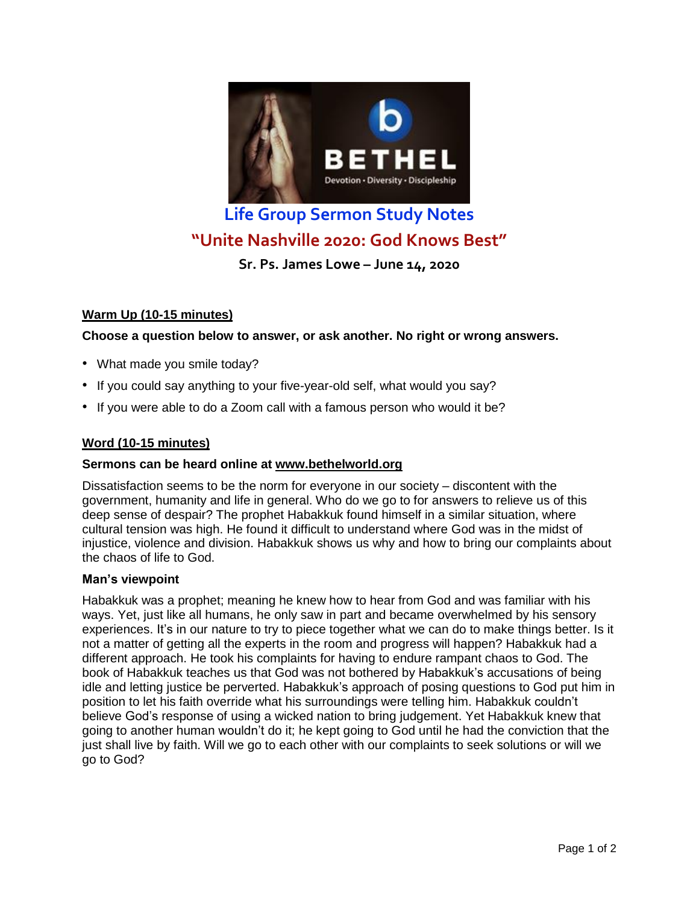# Life Group Sermon Study Notes

## "Unite Nashville 2020: God Knows Best"

**Sr. Ps. James Lowe – June 14, 2020**

### Warm Up (10-15 minutes)

**Choose a question below to answer, or ask another. No right or wrong answers.**

- What made you smile today?
- If you could say anything to your five-year-old self, what would you say?
- If you were able to do a Zoom call with a famous person who would it be?

### Word (10-15 minutes)

**Sermons can be heard online at www.bethelworld.org**

Dissatisfaction seems to be the norm for everyone in our society – discontent with the government, humanity and life in general. Who do we go to for answers to relieve us of this deep sense of despair? The prophet Habakkuk found himself in a similar situation, where cultural tension was high. He found it difficult to understand where God was in the midst of injustice, violence and division. Habakkuk shows us why and how to bring our complaints about the chaos of life to God.

**Man's viewpoint**

Habakkuk was a prophet; meaning he knew how to hear from God and was familiar with his ways. Yet, just like all humans, he only saw in part and became overwhelmed by his sensory experiences. It's in our nature to try to piece together what we can do to make things better. Is it not a matter of getting all the experts in the room and progress will happen? Habakkuk had a different approach. He took his complaints for having to endure rampant chaos to God. The book of Habakkuk teaches us that God was not bothered by Habakkuk's accusations of being idle and letting justice be perverted. Habakkuk's approach of posing questions to God put him in position to let his faith override what his surroundings were telling him. Habakkuk couldn't believe God's response of using a wicked nation to bring judgement. Yet Habakkuk knew that going to another human wouldn't do it; he kept going to God until he had the conviction that the just shall live by faith. Will we go to each other with our complaints to seek solutions or will we go to God?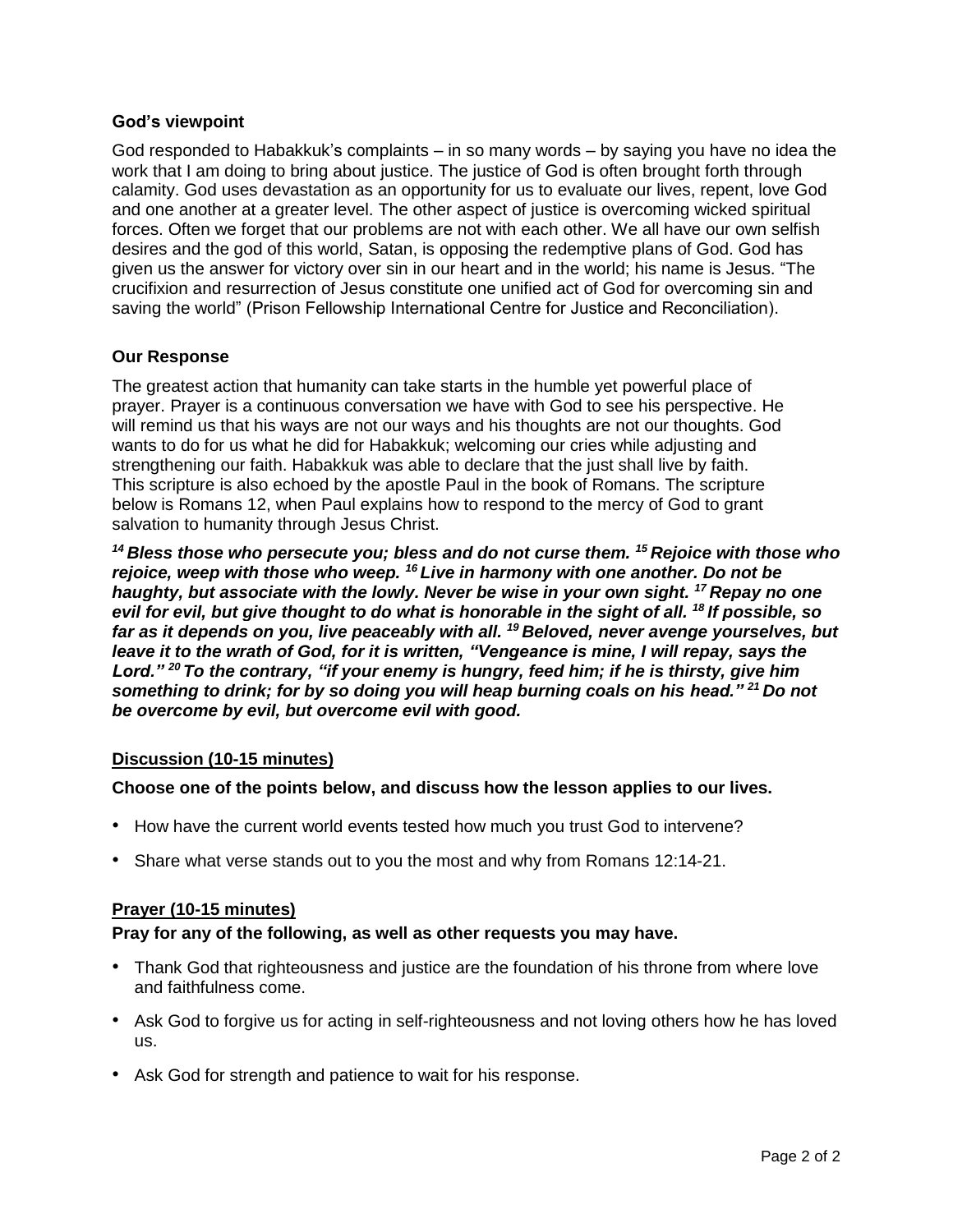### God's viewpoint

God responded to Habakkuk's complaints – in so many words – by saying you have no idea the work that I am doing to bring about justice. The justice of God is often brought forth through calamity. God uses devastation as an opportunity for us to evaluate our lives, repent, love God and one another at a greater level. The other aspect of justice is overcoming wicked spiritual forces. Often we forget that our problems are not with each other. We all have our own selfish desires and the god of this world, Satan, is opposing the redemptive plans of God. God has given us the answer for victory over sin in our heart and in the world; his name is Jesus. "The crucifixion and resurrection of Jesus constitute one unified act of God for overcoming sin and saving the world" (Prison Fellowship International Centre for Justice and Reconciliation).

### Our Response

The greatest action that humanity can take starts in the humble yet powerful place of prayer. Prayer is a continuous conversation we have with God to see his perspective. He will remind us that his ways are not our ways and his thoughts are not our thoughts. God wants to do for us what he did for Habakkuk; welcoming our cries while adjusting and strengthening our faith. Habakkuk was able to declare that the just shall live by faith. This scripture is also echoed by the apostle Paul in the book of Romans. The scripture below is Romans 12, when Paul explains how to respond to the mercy of God to grant salvation to humanity through Jesus Christ.

***[14] Bless those who persecute you; bless and do not curse them. [15] Rejoice with those who rejoice, weep with those who weep. [16] Live in harmony with one another. Do not be haughty, but associate with the lowly. Never be wise in your own sight. [17] Repay no one evil for evil, but give thought to do what is honorable in the sight of all. [18] If possible, so far as it depends on you, live peaceably with all. [19] Beloved, never avenge yourselves, but leave it to the wrath of God, for it is written, "Vengeance is mine, I will repay, says the Lord." [20] To the contrary, "if your enemy is hungry, feed him; if he is thirsty, give him something to drink; for by so doing you will heap burning coals on his head." [21] Do not be overcome by evil, but overcome evil with good.***

### Discussion (10-15 minutes)

**Choose one of the points below, and discuss how the lesson applies to our lives.**

- How have the current world events tested how much you trust God to intervene?
- Share what verse stands out to you the most and why from Romans 12:14-21.

### Prayer (10-15 minutes)

**Pray for any of the following, as well as other requests you may have.**

- Thank God that righteousness and justice are the foundation of his throne from where love and faithfulness come.
- Ask God to forgive us for acting in self-righteousness and not loving others how he has loved us.
- Ask God for strength and patience to wait for his response.